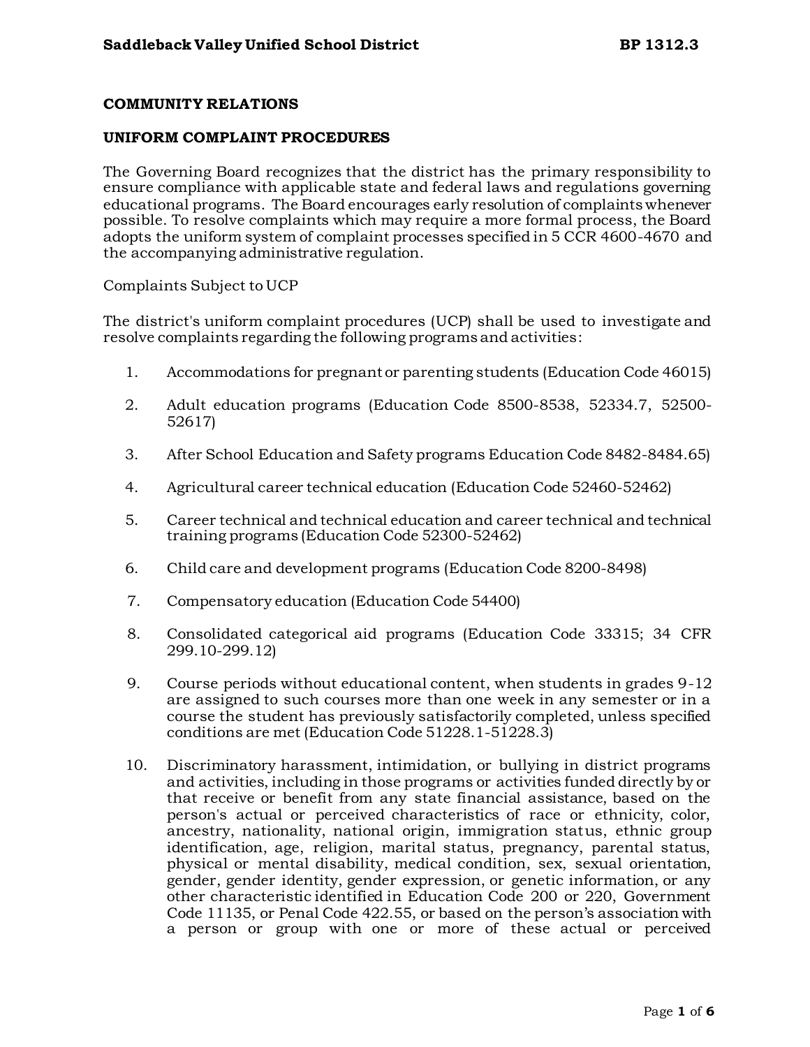# COMMUNITY RELATIONS

## UNIFORM COMPLAINT PROCEDURES

The Governing Board recognizes that the district has the primary responsibility to ensure compliance with applicable state and federal laws and regulations governing educational programs. The Board encourages early resolution of complaints whenever possible. To resolve complaints which may require a more formal process, the Board adopts the uniform system of complaint processes specified in 5 CCR 4600-4670 and the accompanying administrative regulation.

Complaints Subject to UCP

The district's uniform complaint procedures (UCP) shall be used to investigate and resolve complaints regarding the following programs and activities:

1. Accommodations for pregnant or parenting students (Education Code 46015)

2. Adult education programs (Education Code 8500-8538, 52334.7, 52500-52617)

3. After School Education and Safety programs Education Code 8482-8484.65)

4. Agricultural career technical education (Education Code 52460-52462)

5. Career technical and technical education and career technical and technical training programs (Education Code 52300-52462)

6. Child care and development programs (Education Code 8200-8498)

7. Compensatory education (Education Code 54400)

8. Consolidated categorical aid programs (Education Code 33315; 34 CFR 299.10-299.12)

9. Course periods without educational content, when students in grades 9-12 are assigned to such courses more than one week in any semester or in a course the student has previously satisfactorily completed, unless specified conditions are met (Education Code 51228.1-51228.3)

10. Discriminatory harassment, intimidation, or bullying in district programs and activities, including in those programs or activities funded directly by or that receive or benefit from any state financial assistance, based on the person's actual or perceived characteristics of race or ethnicity, color, ancestry, nationality, national origin, immigration status, ethnic group identification, age, religion, marital status, pregnancy, parental status, physical or mental disability, medical condition, sex, sexual orientation, gender, gender identity, gender expression, or genetic information, or any other characteristic identified in Education Code 200 or 220, Government Code 11135, or Penal Code 422.55, or based on the person's association with a person or group with one or more of these actual or perceived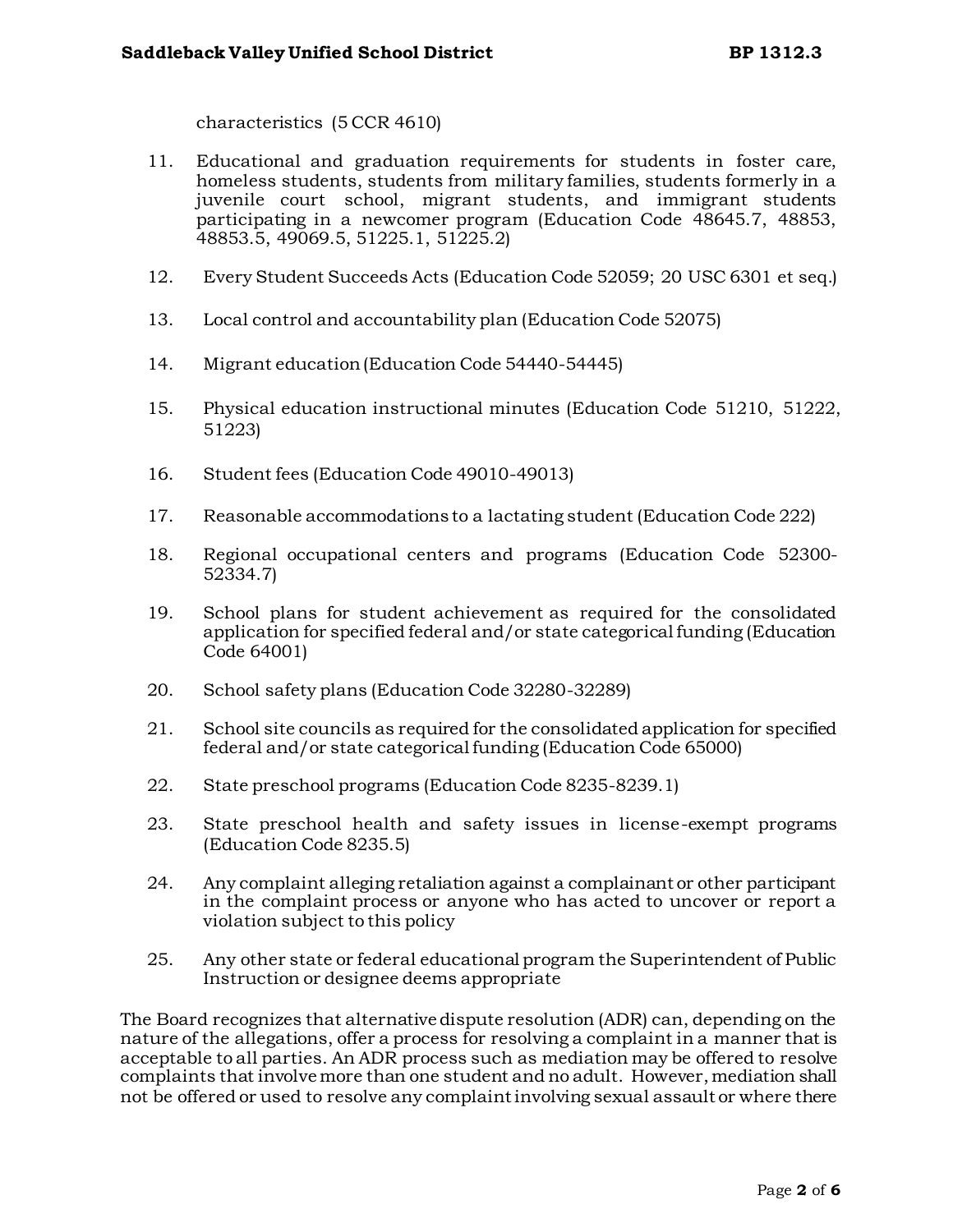characteristics (5 CCR 4610)

11. Educational and graduation requirements for students in foster care, homeless students, students from military families, students formerly in a juvenile court school, migrant students, and immigrant students participating in a newcomer program (Education Code 48645.7, 48853, 48853.5, 49069.5, 51225.1, 51225.2)

12. Every Student Succeeds Acts (Education Code 52059; 20 USC 6301 et seq.)

13. Local control and accountability plan (Education Code 52075)

14. Migrant education (Education Code 54440-54445)

15. Physical education instructional minutes (Education Code 51210, 51222, 51223)

16. Student fees (Education Code 49010-49013)

17. Reasonable accommodations to a lactating student (Education Code 222)

18. Regional occupational centers and programs (Education Code 52300-52334.7)

19. School plans for student achievement as required for the consolidated application for specified federal and/or state categorical funding (Education Code 64001)

20. School safety plans (Education Code 32280-32289)

21. School site councils as required for the consolidated application for specified federal and/or state categorical funding (Education Code 65000)

22. State preschool programs (Education Code 8235-8239.1)

23. State preschool health and safety issues in license-exempt programs (Education Code 8235.5)

24. Any complaint alleging retaliation against a complainant or other participant in the complaint process or anyone who has acted to uncover or report a violation subject to this policy

25. Any other state or federal educational program the Superintendent of Public Instruction or designee deems appropriate

The Board recognizes that alternative dispute resolution (ADR) can, depending on the nature of the allegations, offer a process for resolving a complaint in a manner that is acceptable to all parties. An ADR process such as mediation may be offered to resolve complaints that involve more than one student and no adult. However, mediation shall not be offered or used to resolve any complaint involving sexual assault or where there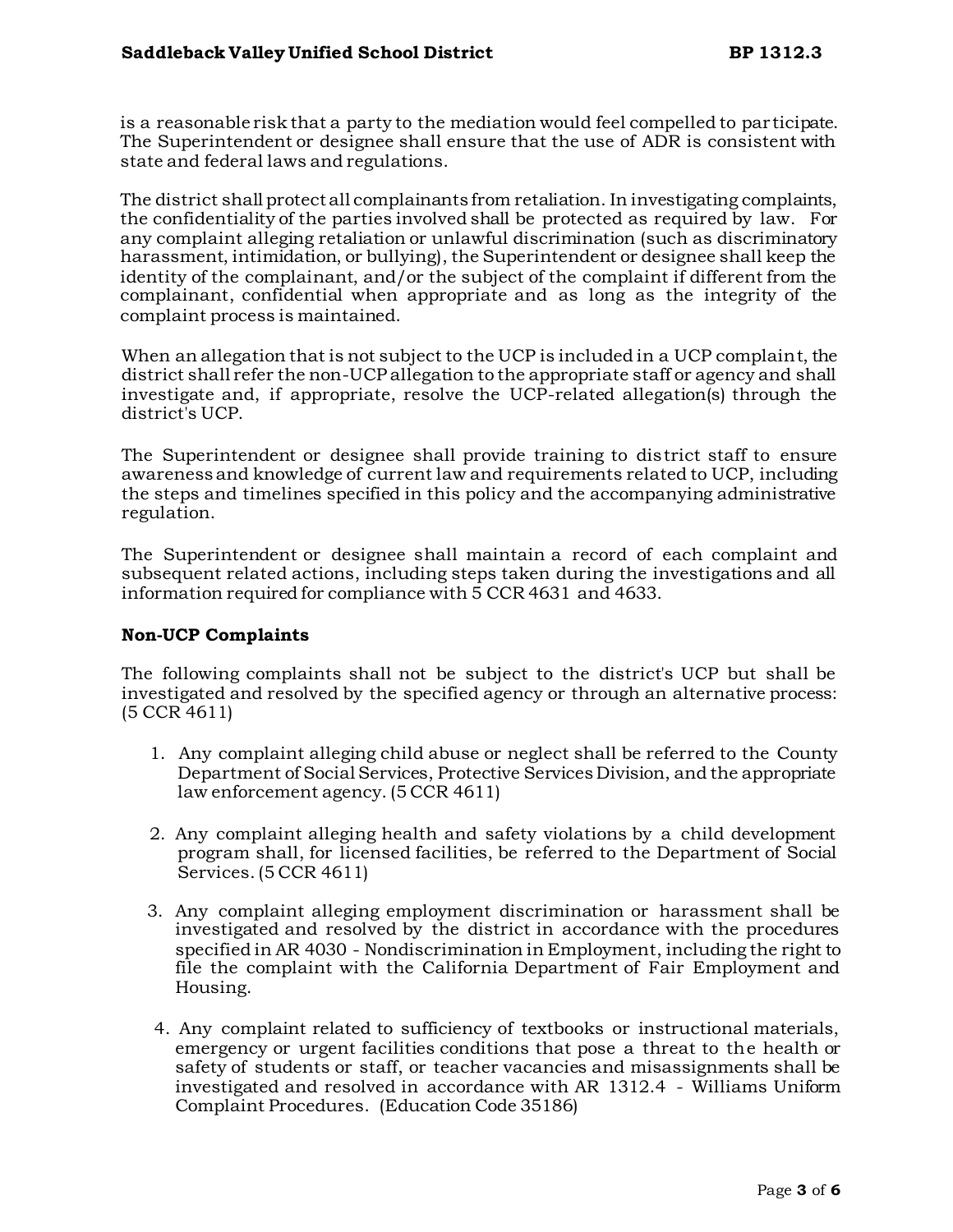is a reasonable risk that a party to the mediation would feel compelled to participate. The Superintendent or designee shall ensure that the use of ADR is consistent with state and federal laws and regulations.

The district shall protect all complainants from retaliation. In investigating complaints, the confidentiality of the parties involved shall be protected as required by law. For any complaint alleging retaliation or unlawful discrimination (such as discriminatory harassment, intimidation, or bullying), the Superintendent or designee shall keep the identity of the complainant, and/or the subject of the complaint if different from the complainant, confidential when appropriate and as long as the integrity of the complaint process is maintained.

When an allegation that is not subject to the UCP is included in a UCP complaint, the district shall refer the non-UCP allegation to the appropriate staff or agency and shall investigate and, if appropriate, resolve the UCP-related allegation(s) through the district's UCP.

The Superintendent or designee shall provide training to district staff to ensure awareness and knowledge of current law and requirements related to UCP, including the steps and timelines specified in this policy and the accompanying administrative regulation.

The Superintendent or designee shall maintain a record of each complaint and subsequent related actions, including steps taken during the investigations and all information required for compliance with 5 CCR 4631 and 4633.

**Non-UCP Complaints**

The following complaints shall not be subject to the district's UCP but shall be investigated and resolved by the specified agency or through an alternative process: (5 CCR 4611)

1. Any complaint alleging child abuse or neglect shall be referred to the County Department of Social Services, Protective Services Division, and the appropriate law enforcement agency. (5 CCR 4611)

2. Any complaint alleging health and safety violations by a child development program shall, for licensed facilities, be referred to the Department of Social Services. (5 CCR 4611)

3. Any complaint alleging employment discrimination or harassment shall be investigated and resolved by the district in accordance with the procedures specified in AR 4030 - Nondiscrimination in Employment, including the right to file the complaint with the California Department of Fair Employment and Housing.

4. Any complaint related to sufficiency of textbooks or instructional materials, emergency or urgent facilities conditions that pose a threat to the health or safety of students or staff, or teacher vacancies and misassignments shall be investigated and resolved in accordance with AR 1312.4 - Williams Uniform Complaint Procedures. (Education Code 35186)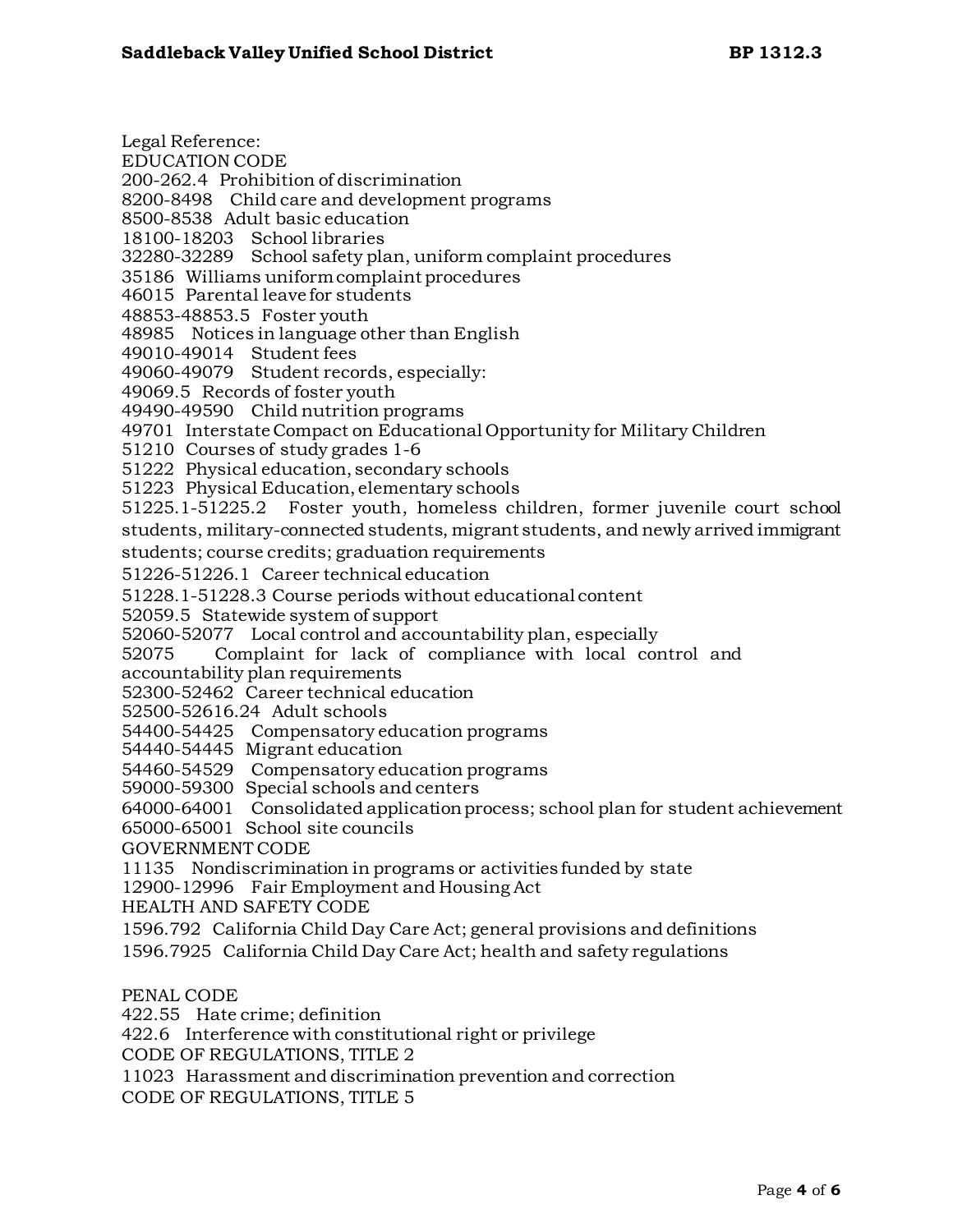Legal Reference:

EDUCATION CODE

200-262.4 Prohibition of discrimination
8200-8498 Child care and development programs
8500-8538 Adult basic education
18100-18203 School libraries
32280-32289 School safety plan, uniform complaint procedures
35186 Williams uniform complaint procedures
46015 Parental leave for students
48853-48853.5 Foster youth
48985 Notices in language other than English
49010-49014 Student fees
49060-49079 Student records, especially:
49069.5 Records of foster youth
49490-49590 Child nutrition programs
49701 Interstate Compact on Educational Opportunity for Military Children
51210 Courses of study grades 1-6
51222 Physical education, secondary schools
51223 Physical Education, elementary schools
51225.1-51225.2 Foster youth, homeless children, former juvenile court school students, military-connected students, migrant students, and newly arrived immigrant students; course credits; graduation requirements
51226-51226.1 Career technical education
51228.1-51228.3 Course periods without educational content
52059.5 Statewide system of support
52060-52077 Local control and accountability plan, especially
52075 Complaint for lack of compliance with local control and accountability plan requirements
52300-52462 Career technical education
52500-52616.24 Adult schools
54400-54425 Compensatory education programs
54440-54445 Migrant education
54460-54529 Compensatory education programs
59000-59300 Special schools and centers
64000-64001 Consolidated application process; school plan for student achievement
65000-65001 School site councils

GOVERNMENT CODE

11135 Nondiscrimination in programs or activities funded by state
12900-12996 Fair Employment and Housing Act

HEALTH AND SAFETY CODE

1596.792 California Child Day Care Act; general provisions and definitions
1596.7925 California Child Day Care Act; health and safety regulations

PENAL CODE

422.55 Hate crime; definition
422.6 Interference with constitutional right or privilege

CODE OF REGULATIONS, TITLE 2

11023 Harassment and discrimination prevention and correction

CODE OF REGULATIONS, TITLE 5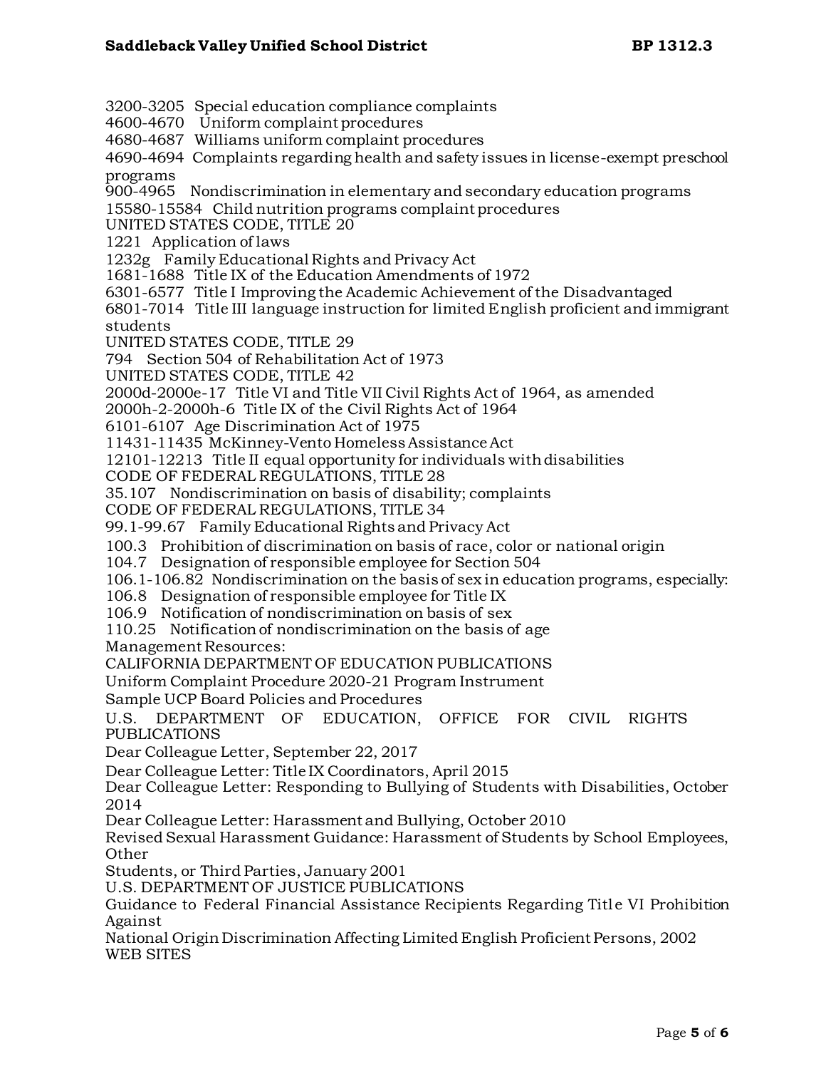3200-3205 Special education compliance complaints
4600-4670 Uniform complaint procedures
4680-4687 Williams uniform complaint procedures
4690-4694 Complaints regarding health and safety issues in license-exempt preschool programs
900-4965 Nondiscrimination in elementary and secondary education programs
15580-15584 Child nutrition programs complaint procedures
UNITED STATES CODE, TITLE 20
1221 Application of laws
1232g Family Educational Rights and Privacy Act
1681-1688 Title IX of the Education Amendments of 1972
6301-6577 Title I Improving the Academic Achievement of the Disadvantaged
6801-7014 Title III language instruction for limited English proficient and immigrant students
UNITED STATES CODE, TITLE 29
794 Section 504 of Rehabilitation Act of 1973
UNITED STATES CODE, TITLE 42
2000d-2000e-17 Title VI and Title VII Civil Rights Act of 1964, as amended
2000h-2-2000h-6 Title IX of the Civil Rights Act of 1964
6101-6107 Age Discrimination Act of 1975
11431-11435 McKinney-Vento Homeless Assistance Act
12101-12213 Title II equal opportunity for individuals with disabilities
CODE OF FEDERAL REGULATIONS, TITLE 28
35.107 Nondiscrimination on basis of disability; complaints
CODE OF FEDERAL REGULATIONS, TITLE 34
99.1-99.67 Family Educational Rights and Privacy Act
100.3 Prohibition of discrimination on basis of race, color or national origin
104.7 Designation of responsible employee for Section 504
106.1-106.82 Nondiscrimination on the basis of sex in education programs, especially:
106.8 Designation of responsible employee for Title IX
106.9 Notification of nondiscrimination on basis of sex
110.25 Notification of nondiscrimination on the basis of age
Management Resources:
CALIFORNIA DEPARTMENT OF EDUCATION PUBLICATIONS
Uniform Complaint Procedure 2020-21 Program Instrument
Sample UCP Board Policies and Procedures
U.S. DEPARTMENT OF EDUCATION, OFFICE FOR CIVIL RIGHTS PUBLICATIONS
Dear Colleague Letter, September 22, 2017
Dear Colleague Letter: Title IX Coordinators, April 2015
Dear Colleague Letter: Responding to Bullying of Students with Disabilities, October 2014
Dear Colleague Letter: Harassment and Bullying, October 2010
Revised Sexual Harassment Guidance: Harassment of Students by School Employees, Other
Students, or Third Parties, January 2001
U.S. DEPARTMENT OF JUSTICE PUBLICATIONS
Guidance to Federal Financial Assistance Recipients Regarding Title VI Prohibition Against
National Origin Discrimination Affecting Limited English Proficient Persons, 2002
WEB SITES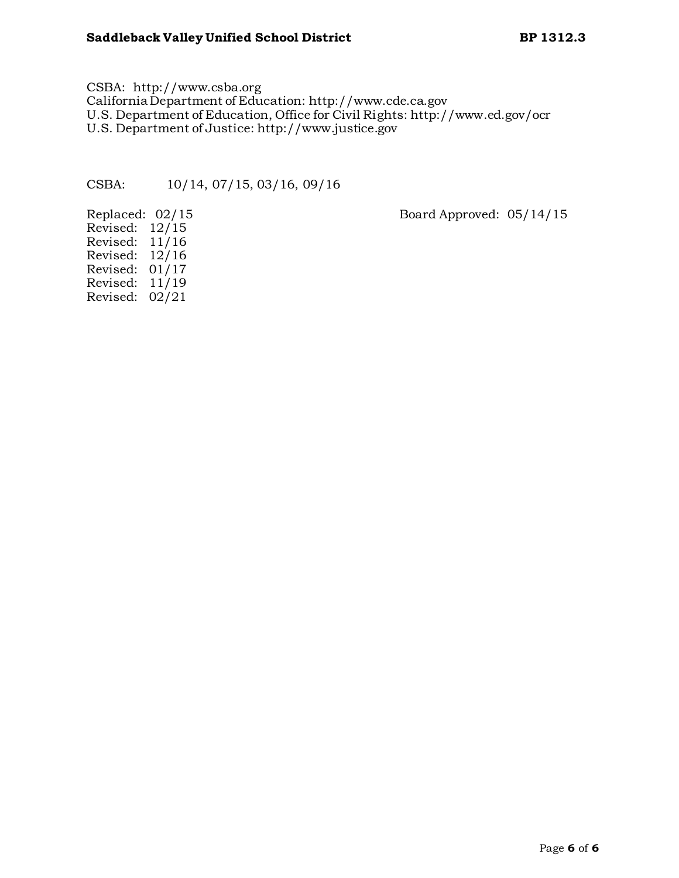CSBA: http://www.csba.org
California Department of Education: http://www.cde.ca.gov
U.S. Department of Education, Office for Civil Rights: http://www.ed.gov/ocr
U.S. Department of Justice: http://www.justice.gov

CSBA: 10/14, 07/15, 03/16, 09/16

Replaced: 02/15 Board Approved: 05/14/15
Revised: 12/15
Revised: 11/16
Revised: 12/16
Revised: 01/17
Revised: 11/19
Revised: 02/21